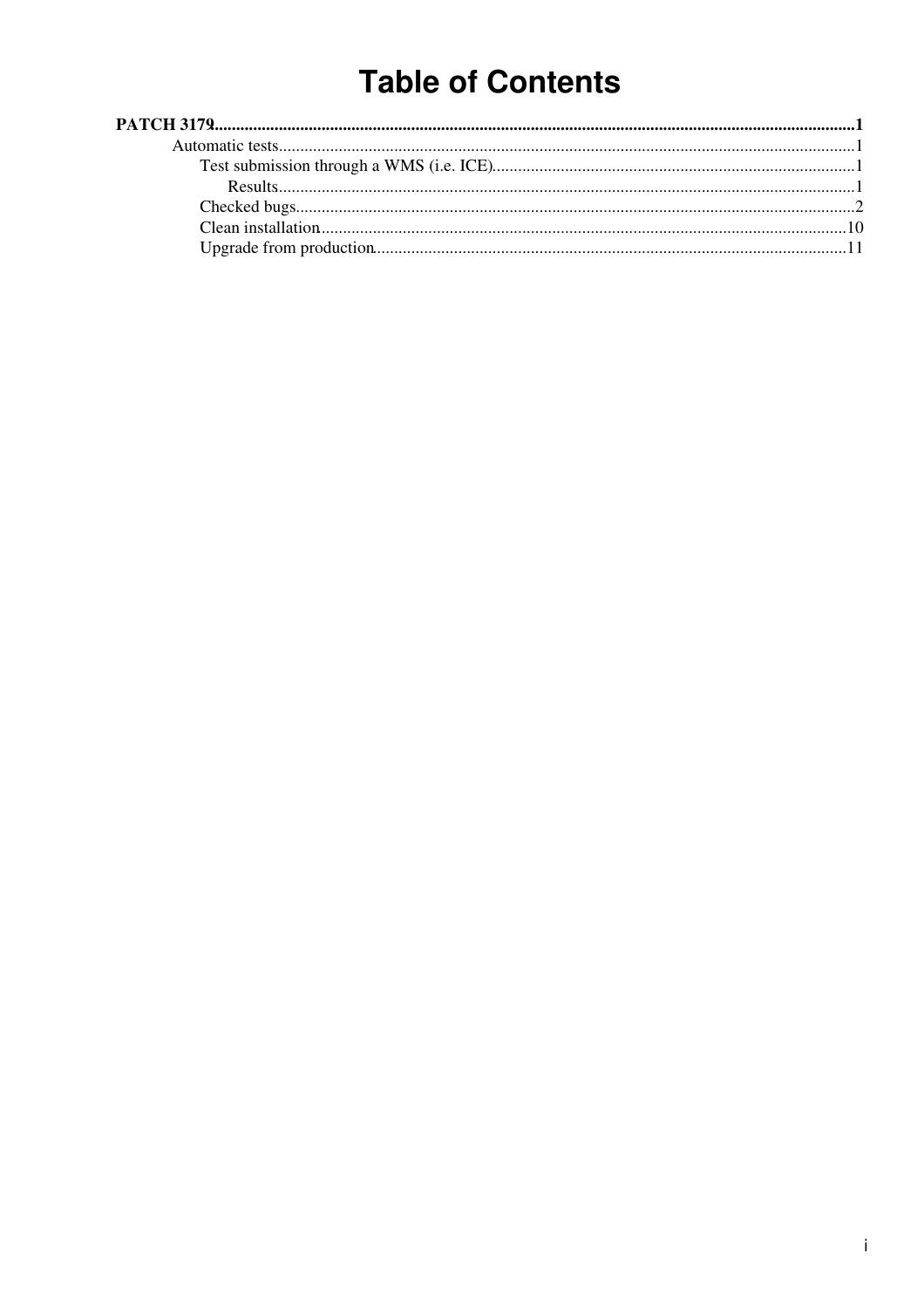# Table of Contents

**PATCH 3179** ..... 1

- Automatic tests ..... 1
  - Test submission through a WMS (i.e. ICE) ..... 1
    - Results ..... 1
  - Checked bugs ..... 2
  - Clean installation ..... 10
  - Upgrade from production ..... 11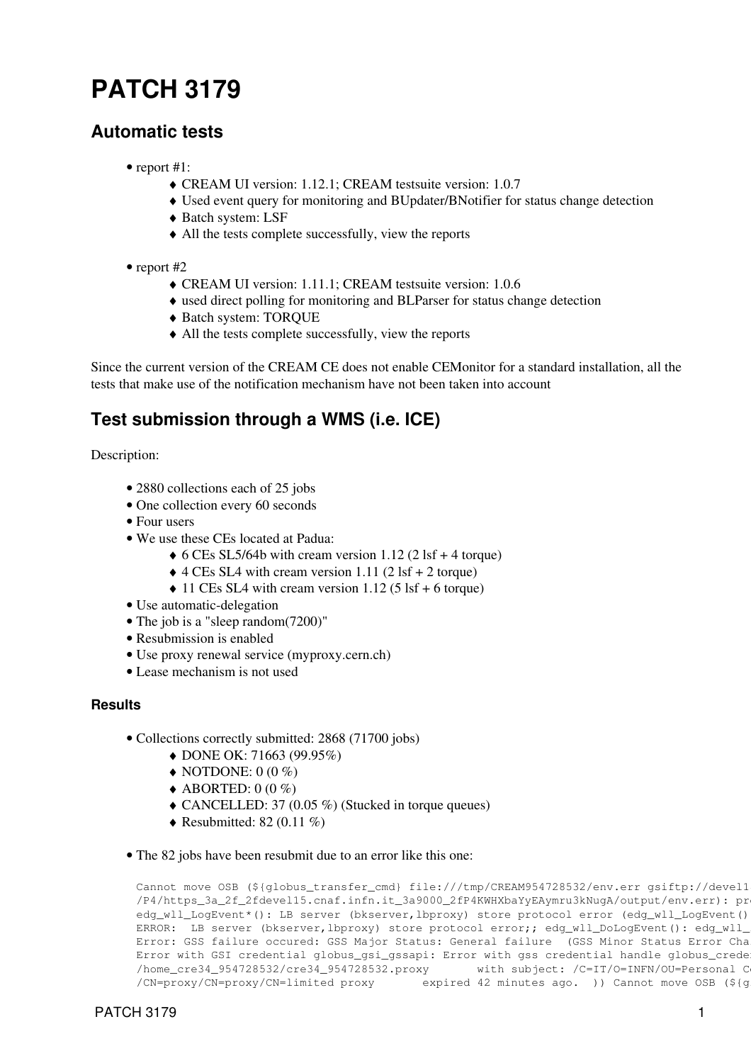# PATCH 3179

## Automatic tests

- report #1:
  - CREAM UI version: 1.12.1; CREAM testsuite version: 1.0.7
  - Used event query for monitoring and BUpdater/BNotifier for status change detection
  - Batch system: LSF
  - All the tests complete successfully, view the reports
- report #2
  - CREAM UI version: 1.11.1; CREAM testsuite version: 1.0.6
  - used direct polling for monitoring and BLParser for status change detection
  - Batch system: TORQUE
  - All the tests complete successfully, view the reports

Since the current version of the CREAM CE does not enable CEMonitor for a standard installation, all the tests that make use of the notification mechanism have not been taken into account

## Test submission through a WMS (i.e. ICE)

Description:

- 2880 collections each of 25 jobs
- One collection every 60 seconds
- Four users
- We use these CEs located at Padua:
  - 6 CEs SL5/64b with cream version 1.12 (2 lsf + 4 torque)
  - 4 CEs SL4 with cream version 1.11 (2 lsf + 2 torque)
  - 11 CEs SL4 with cream version 1.12 (5 lsf + 6 torque)
- Use automatic-delegation
- The job is a "sleep random(7200)"
- Resubmission is enabled
- Use proxy renewal service (myproxy.cern.ch)
- Lease mechanism is not used

### Results

- Collections correctly submitted: 2868 (71700 jobs)
  - DONE OK: 71663 (99.95%)
  - NOTDONE: 0 (0 %)
  - ABORTED: 0 (0 %)
  - CANCELLED: 37 (0.05 %) (Stucked in torque queues)
  - Resubmitted: 82 (0.11 %)
- The 82 jobs have been resubmit due to an error like this one:

```
Cannot move OSB (${globus_transfer_cmd} file:///tmp/CREAM954728532/env.err gsiftp://devel1
/P4/https_3a_2f_2fdevel15.cnaf.infn.it_3a9000_2fP4KWHXbaYyEAymru3kNugA/output/env.err): pr
edg_wll_LogEvent*(): LB server (bkserver,lbproxy) store protocol error (edg_wll_LogEvent()
ERROR:  LB server (bkserver,lbproxy) store protocol error;; edg_wll_DoLogEvent(): edg_wll_
Error: GSS failure occured: GSS Major Status: General failure  (GSS Minor Status Error Cha
Error with GSI credential globus_gsi_gssapi: Error with gss credential handle globus_crede
/home_cre34_954728532/cre34_954728532.proxy       with subject: /C=IT/O=INFN/OU=Personal C
/CN=proxy/CN=proxy/CN=limited proxy       expired 42 minutes ago.  )) Cannot move OSB (${g
```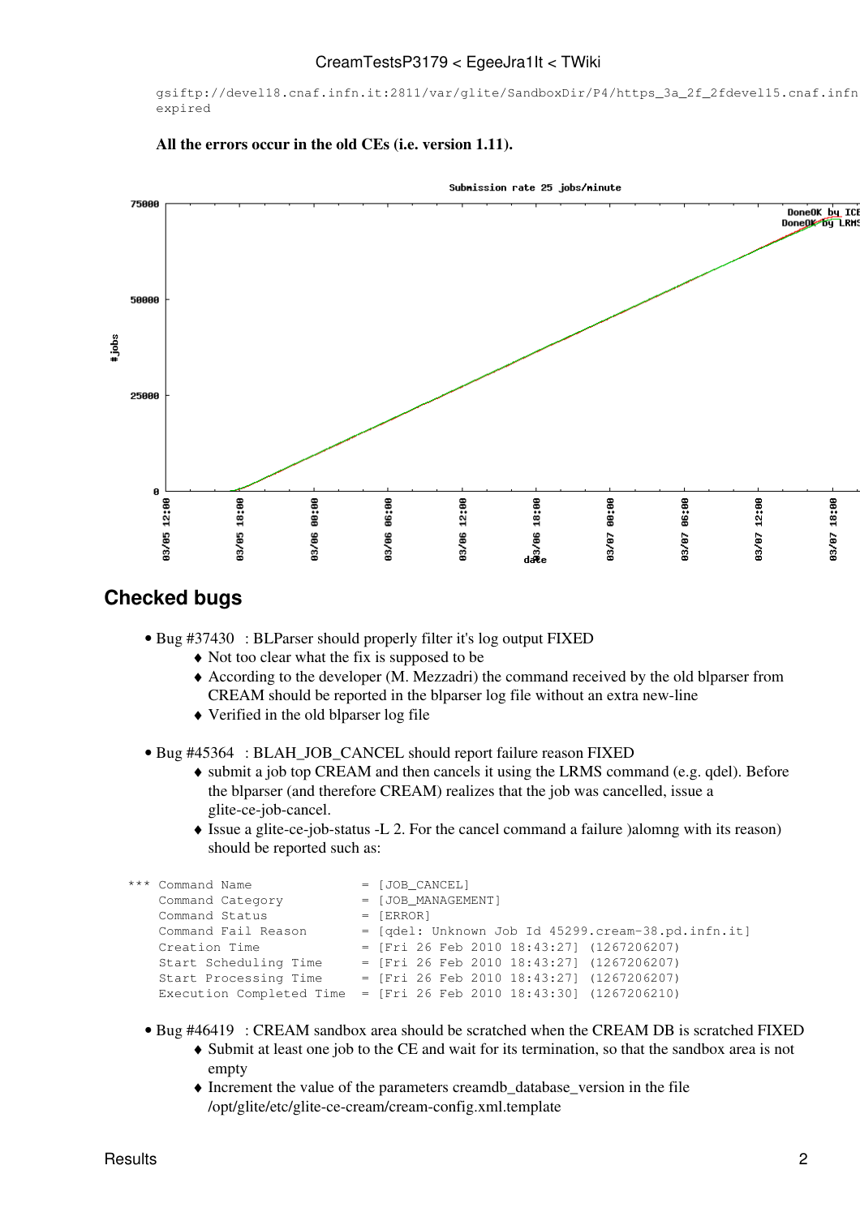```
gsiftp://devel18.cnaf.infn.it:2811/var/glite/SandboxDir/P4/https_3a_2f_2fdevel15.cnaf.infn
expired
```

**All the errors occur in the old CEs (i.e. version 1.11).**

## Checked bugs

- Bug #37430 : BLParser should properly filter it's log output FIXED
    - Not too clear what the fix is supposed to be
    - According to the developer (M. Mezzadri) the command received by the old blparser from CREAM should be reported in the blparser log file without an extra new-line
    - Verified in the old blparser log file
- Bug #45364 : BLAH_JOB_CANCEL should report failure reason FIXED
    - submit a job top CREAM and then cancels it using the LRMS command (e.g. qdel). Before the blparser (and therefore CREAM) realizes that the job was cancelled, issue a glite-ce-job-cancel.
    - Issue a glite-ce-job-status -L 2. For the cancel command a failure )alomng with its reason) should be reported such as:

```
*** Command Name              = [JOB_CANCEL]
    Command Category          = [JOB_MANAGEMENT]
    Command Status            = [ERROR]
    Command Fail Reason       = [qdel: Unknown Job Id 45299.cream-38.pd.infn.it]
    Creation Time             = [Fri 26 Feb 2010 18:43:27] (1267206207)
    Start Scheduling Time     = [Fri 26 Feb 2010 18:43:27] (1267206207)
    Start Processing Time     = [Fri 26 Feb 2010 18:43:27] (1267206207)
    Execution Completed Time  = [Fri 26 Feb 2010 18:43:30] (1267206210)
```

- Bug #46419 : CREAM sandbox area should be scratched when the CREAM DB is scratched FIXED
    - Submit at least one job to the CE and wait for its termination, so that the sandbox area is not empty
    - Increment the value of the parameters creamdb_database_version in the file /opt/glite/etc/glite-ce-cream/cream-config.xml.template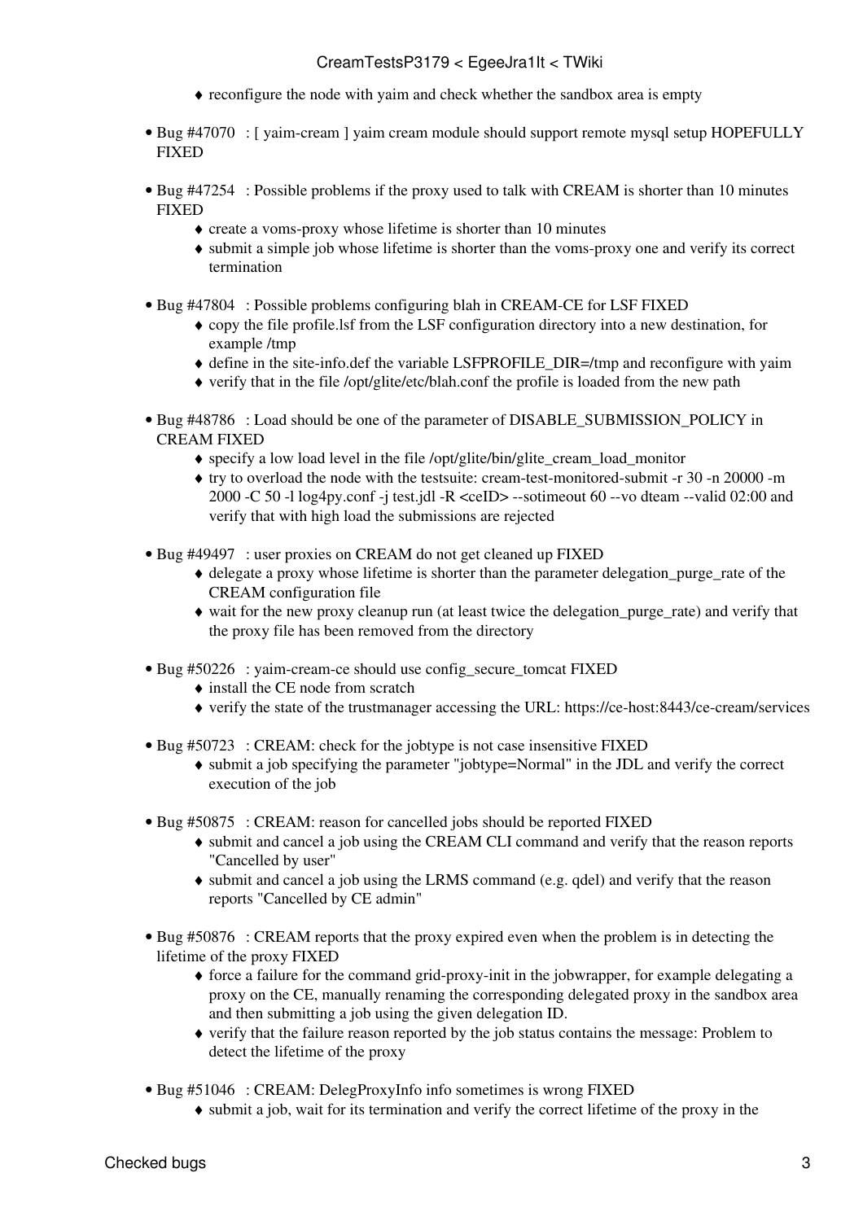- reconfigure the node with yaim and check whether the sandbox area is empty

- Bug #47070 : [ yaim-cream ] yaim cream module should support remote mysql setup HOPEFULLY FIXED

- Bug #47254 : Possible problems if the proxy used to talk with CREAM is shorter than 10 minutes FIXED
    - create a voms-proxy whose lifetime is shorter than 10 minutes
    - submit a simple job whose lifetime is shorter than the voms-proxy one and verify its correct termination

- Bug #47804 : Possible problems configuring blah in CREAM-CE for LSF FIXED
    - copy the file profile.lsf from the LSF configuration directory into a new destination, for example /tmp
    - define in the site-info.def the variable LSFPROFILE_DIR=/tmp and reconfigure with yaim
    - verify that in the file /opt/glite/etc/blah.conf the profile is loaded from the new path

- Bug #48786 : Load should be one of the parameter of DISABLE_SUBMISSION_POLICY in CREAM FIXED
    - specify a low load level in the file /opt/glite/bin/glite_cream_load_monitor
    - try to overload the node with the testsuite: cream-test-monitored-submit -r 30 -n 20000 -m 2000 -C 50 -l log4py.conf -j test.jdl -R <ceID> --sotimeout 60 --vo dteam --valid 02:00 and verify that with high load the submissions are rejected

- Bug #49497 : user proxies on CREAM do not get cleaned up FIXED
    - delegate a proxy whose lifetime is shorter than the parameter delegation_purge_rate of the CREAM configuration file
    - wait for the new proxy cleanup run (at least twice the delegation_purge_rate) and verify that the proxy file has been removed from the directory

- Bug #50226 : yaim-cream-ce should use config_secure_tomcat FIXED
    - install the CE node from scratch
    - verify the state of the trustmanager accessing the URL: https://ce-host:8443/ce-cream/services

- Bug #50723 : CREAM: check for the jobtype is not case insensitive FIXED
    - submit a job specifying the parameter "jobtype=Normal" in the JDL and verify the correct execution of the job

- Bug #50875 : CREAM: reason for cancelled jobs should be reported FIXED
    - submit and cancel a job using the CREAM CLI command and verify that the reason reports "Cancelled by user"
    - submit and cancel a job using the LRMS command (e.g. qdel) and verify that the reason reports "Cancelled by CE admin"

- Bug #50876 : CREAM reports that the proxy expired even when the problem is in detecting the lifetime of the proxy FIXED
    - force a failure for the command grid-proxy-init in the jobwrapper, for example delegating a proxy on the CE, manually renaming the corresponding delegated proxy in the sandbox area and then submitting a job using the given delegation ID.
    - verify that the failure reason reported by the job status contains the message: Problem to detect the lifetime of the proxy

- Bug #51046 : CREAM: DelegProxyInfo info sometimes is wrong FIXED
    - submit a job, wait for its termination and verify the correct lifetime of the proxy in the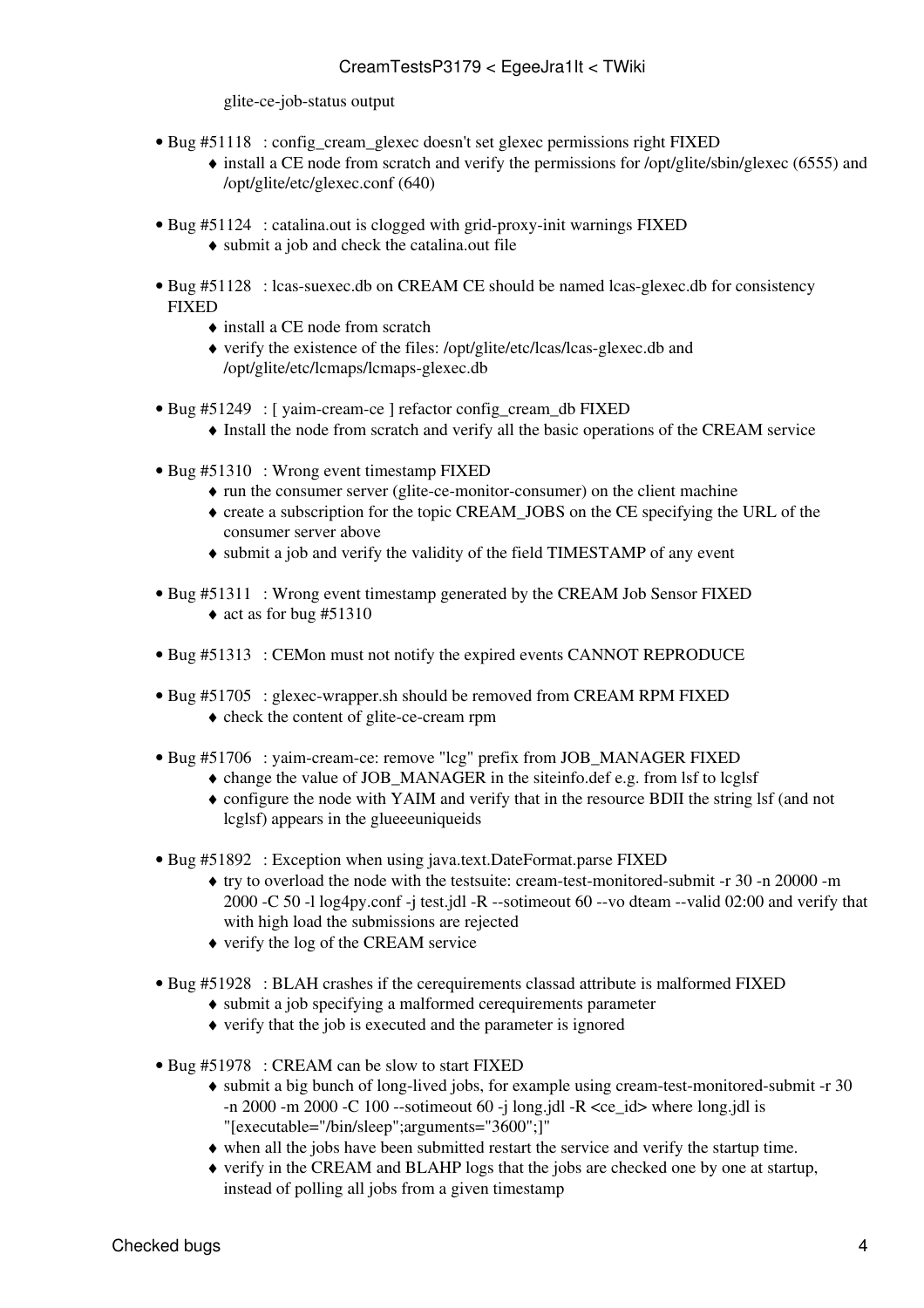glite-ce-job-status output

- Bug #51118 : config_cream_glexec doesn't set glexec permissions right FIXED
    - install a CE node from scratch and verify the permissions for /opt/glite/sbin/glexec (6555) and /opt/glite/etc/glexec.conf (640)

- Bug #51124 : catalina.out is clogged with grid-proxy-init warnings FIXED
    - submit a job and check the catalina.out file

- Bug #51128 : lcas-suexec.db on CREAM CE should be named lcas-glexec.db for consistency FIXED
    - install a CE node from scratch
    - verify the existence of the files: /opt/glite/etc/lcas/lcas-glexec.db and /opt/glite/etc/lcmaps/lcmaps-glexec.db

- Bug #51249 : [ yaim-cream-ce ] refactor config_cream_db FIXED
    - Install the node from scratch and verify all the basic operations of the CREAM service

- Bug #51310 : Wrong event timestamp FIXED
    - run the consumer server (glite-ce-monitor-consumer) on the client machine
    - create a subscription for the topic CREAM_JOBS on the CE specifying the URL of the consumer server above
    - submit a job and verify the validity of the field TIMESTAMP of any event

- Bug #51311 : Wrong event timestamp generated by the CREAM Job Sensor FIXED
    - act as for bug #51310

- Bug #51313 : CEMon must not notify the expired events CANNOT REPRODUCE

- Bug #51705 : glexec-wrapper.sh should be removed from CREAM RPM FIXED
    - check the content of glite-ce-cream rpm

- Bug #51706 : yaim-cream-ce: remove "lcg" prefix from JOB_MANAGER FIXED
    - change the value of JOB_MANAGER in the siteinfo.def e.g. from lsf to lcglsf
    - configure the node with YAIM and verify that in the resource BDII the string lsf (and not lcglsf) appears in the glueeeuniqueids

- Bug #51892 : Exception when using java.text.DateFormat.parse FIXED
    - try to overload the node with the testsuite: cream-test-monitored-submit -r 30 -n 20000 -m 2000 -C 50 -l log4py.conf -j test.jdl -R --sotimeout 60 --vo dteam --valid 02:00 and verify that with high load the submissions are rejected
    - verify the log of the CREAM service

- Bug #51928 : BLAH crashes if the cerequirements classad attribute is malformed FIXED
    - submit a job specifying a malformed cerequirements parameter
    - verify that the job is executed and the parameter is ignored

- Bug #51978 : CREAM can be slow to start FIXED
    - submit a big bunch of long-lived jobs, for example using cream-test-monitored-submit -r 30 -n 2000 -m 2000 -C 100 --sotimeout 60 -j long.jdl -R <ce_id> where long.jdl is "[executable="/bin/sleep";arguments="3600";]"
    - when all the jobs have been submitted restart the service and verify the startup time.
    - verify in the CREAM and BLAHP logs that the jobs are checked one by one at startup, instead of polling all jobs from a given timestamp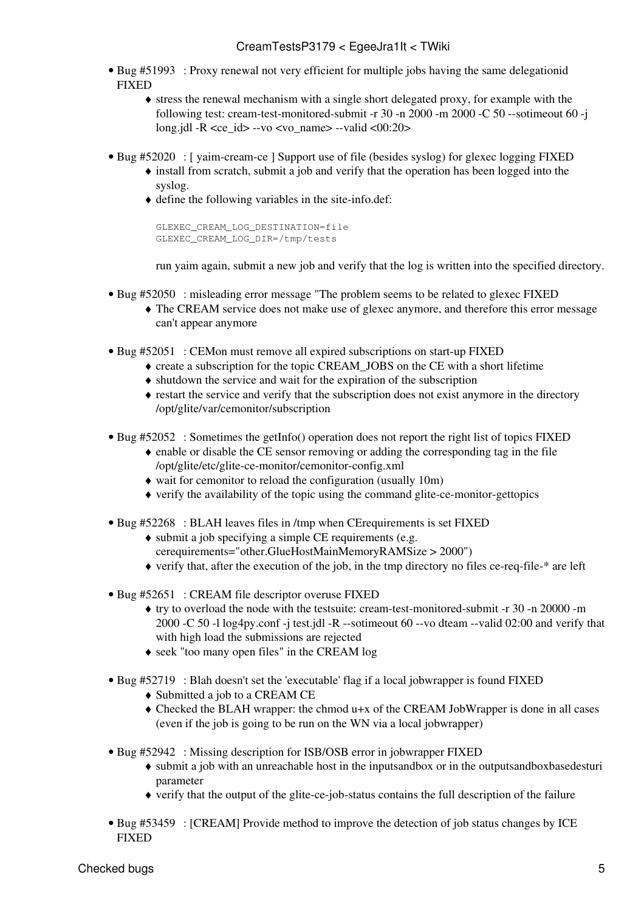- Bug #51993 : Proxy renewal not very efficient for multiple jobs having the same delegationid FIXED
    - stress the renewal mechanism with a single short delegated proxy, for example with the following test: cream-test-monitored-submit -r 30 -n 2000 -m 2000 -C 50 --sotimeout 60 -j long.jdl -R <ce_id> --vo <vo_name> --valid <00:20>

- Bug #52020 : [ yaim-cream-ce ] Support use of file (besides syslog) for glexec logging FIXED
    - install from scratch, submit a job and verify that the operation has been logged into the syslog.
    - define the following variables in the site-info.def:

      ```
      GLEXEC_CREAM_LOG_DESTINATION=file
      GLEXEC_CREAM_LOG_DIR=/tmp/tests
      ```

      run yaim again, submit a new job and verify that the log is written into the specified directory.

- Bug #52050 : misleading error message "The problem seems to be related to glexec FIXED
    - The CREAM service does not make use of glexec anymore, and therefore this error message can't appear anymore

- Bug #52051 : CEMon must remove all expired subscriptions on start-up FIXED
    - create a subscription for the topic CREAM_JOBS on the CE with a short lifetime
    - shutdown the service and wait for the expiration of the subscription
    - restart the service and verify that the subscription does not exist anymore in the directory /opt/glite/var/cemonitor/subscription

- Bug #52052 : Sometimes the getInfo() operation does not report the right list of topics FIXED
    - enable or disable the CE sensor removing or adding the corresponding tag in the file /opt/glite/etc/glite-ce-monitor/cemonitor-config.xml
    - wait for cemonitor to reload the configuration (usually 10m)
    - verify the availability of the topic using the command glite-ce-monitor-gettopics

- Bug #52268 : BLAH leaves files in /tmp when CErequirements is set FIXED
    - submit a job specifying a simple CE requirements (e.g. cerequirements="other.GlueHostMainMemoryRAMSize > 2000")
    - verify that, after the execution of the job, in the tmp directory no files ce-req-file-* are left

- Bug #52651 : CREAM file descriptor overuse FIXED
    - try to overload the node with the testsuite: cream-test-monitored-submit -r 30 -n 20000 -m 2000 -C 50 -l log4py.conf -j test.jdl -R --sotimeout 60 --vo dteam --valid 02:00 and verify that with high load the submissions are rejected
    - seek "too many open files" in the CREAM log

- Bug #52719 : Blah doesn't set the 'executable' flag if a local jobwrapper is found FIXED
    - Submitted a job to a CREAM CE
    - Checked the BLAH wrapper: the chmod u+x of the CREAM JobWrapper is done in all cases (even if the job is going to be run on the WN via a local jobwrapper)

- Bug #52942 : Missing description for ISB/OSB error in jobwrapper FIXED
    - submit a job with an unreachable host in the inputsandbox or in the outputsandboxbasedesturi parameter
    - verify that the output of the glite-ce-job-status contains the full description of the failure

- Bug #53459 : [CREAM] Provide method to improve the detection of job status changes by ICE FIXED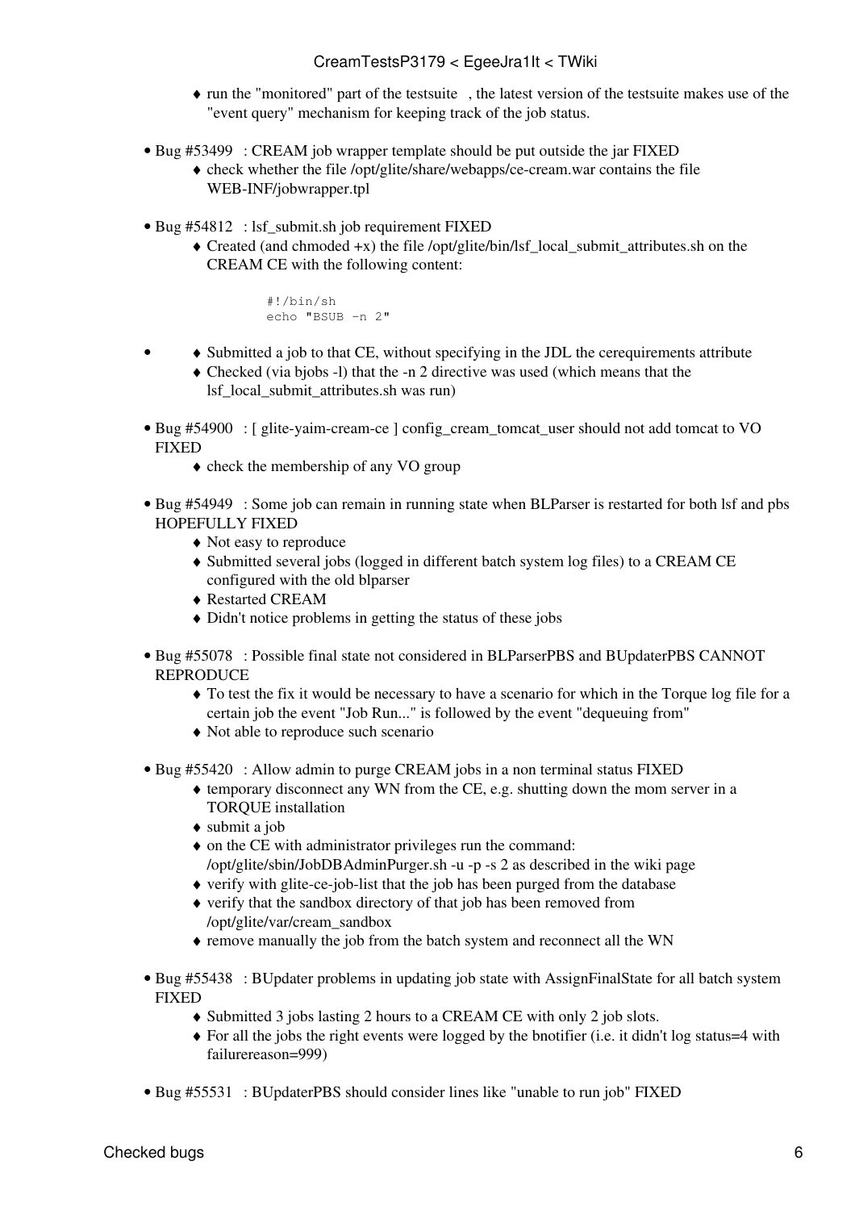- run the "monitored" part of the testsuite , the latest version of the testsuite makes use of the "event query" mechanism for keeping track of the job status.

- Bug #53499 : CREAM job wrapper template should be put outside the jar FIXED
    - check whether the file /opt/glite/share/webapps/ce-cream.war contains the file WEB-INF/jobwrapper.tpl

- Bug #54812 : lsf_submit.sh job requirement FIXED
    - Created (and chmoded +x) the file /opt/glite/bin/lsf_local_submit_attributes.sh on the CREAM CE with the following content:

```
#!/bin/sh
echo "BSUB -n 2"
```

    - Submitted a job to that CE, without specifying in the JDL the cerequirements attribute
    - Checked (via bjobs -l) that the -n 2 directive was used (which means that the lsf_local_submit_attributes.sh was run)

- Bug #54900 : [ glite-yaim-cream-ce ] config_cream_tomcat_user should not add tomcat to VO FIXED
    - check the membership of any VO group

- Bug #54949 : Some job can remain in running state when BLParser is restarted for both lsf and pbs HOPEFULLY FIXED
    - Not easy to reproduce
    - Submitted several jobs (logged in different batch system log files) to a CREAM CE configured with the old blparser
    - Restarted CREAM
    - Didn't notice problems in getting the status of these jobs

- Bug #55078 : Possible final state not considered in BLParserPBS and BUpdaterPBS CANNOT REPRODUCE
    - To test the fix it would be necessary to have a scenario for which in the Torque log file for a certain job the event "Job Run..." is followed by the event "dequeuing from"
    - Not able to reproduce such scenario

- Bug #55420 : Allow admin to purge CREAM jobs in a non terminal status FIXED
    - temporary disconnect any WN from the CE, e.g. shutting down the mom server in a TORQUE installation
    - submit a job
    - on the CE with administrator privileges run the command: /opt/glite/sbin/JobDBAdminPurger.sh -u -p -s 2 as described in the wiki page
    - verify with glite-ce-job-list that the job has been purged from the database
    - verify that the sandbox directory of that job has been removed from /opt/glite/var/cream_sandbox
    - remove manually the job from the batch system and reconnect all the WN

- Bug #55438 : BUpdater problems in updating job state with AssignFinalState for all batch system FIXED
    - Submitted 3 jobs lasting 2 hours to a CREAM CE with only 2 job slots.
    - For all the jobs the right events were logged by the bnotifier (i.e. it didn't log status=4 with failurereason=999)

- Bug #55531 : BUpdaterPBS should consider lines like "unable to run job" FIXED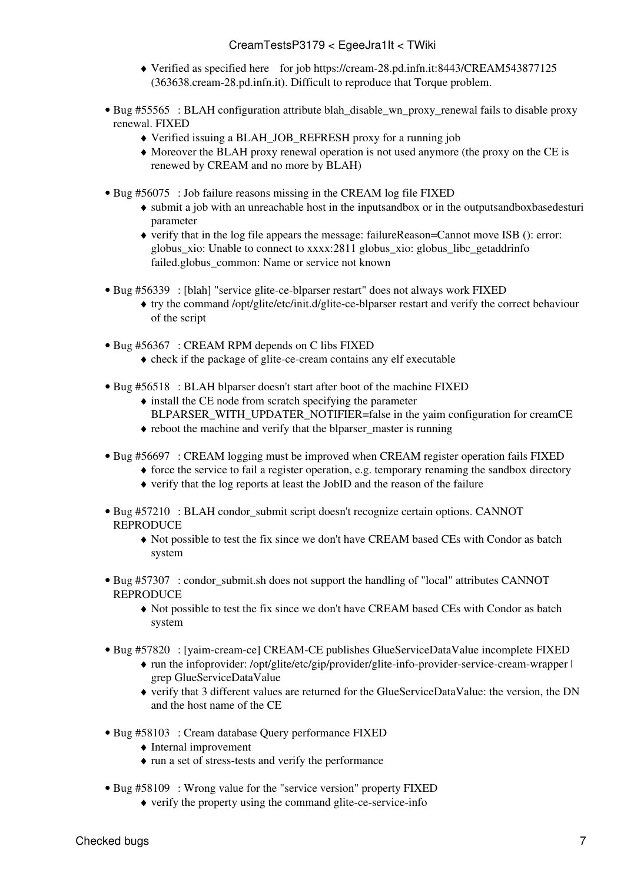- Verified as specified here for job https://cream-28.pd.infn.it:8443/CREAM543877125 (363638.cream-28.pd.infn.it). Difficult to reproduce that Torque problem.

- Bug #55565 : BLAH configuration attribute blah_disable_wn_proxy_renewal fails to disable proxy renewal. FIXED
  - Verified issuing a BLAH_JOB_REFRESH proxy for a running job
  - Moreover the BLAH proxy renewal operation is not used anymore (the proxy on the CE is renewed by CREAM and no more by BLAH)

- Bug #56075 : Job failure reasons missing in the CREAM log file FIXED
  - submit a job with an unreachable host in the inputsandbox or in the outputsandboxbasedesturi parameter
  - verify that in the log file appears the message: failureReason=Cannot move ISB (): error: globus_xio: Unable to connect to xxxx:2811 globus_xio: globus_libc_getaddrinfo failed.globus_common: Name or service not known

- Bug #56339 : [blah] "service glite-ce-blparser restart" does not always work FIXED
  - try the command /opt/glite/etc/init.d/glite-ce-blparser restart and verify the correct behaviour of the script

- Bug #56367 : CREAM RPM depends on C libs FIXED
  - check if the package of glite-ce-cream contains any elf executable

- Bug #56518 : BLAH blparser doesn't start after boot of the machine FIXED
  - install the CE node from scratch specifying the parameter BLPARSER_WITH_UPDATER_NOTIFIER=false in the yaim configuration for creamCE
  - reboot the machine and verify that the blparser_master is running

- Bug #56697 : CREAM logging must be improved when CREAM register operation fails FIXED
  - force the service to fail a register operation, e.g. temporary renaming the sandbox directory
  - verify that the log reports at least the JobID and the reason of the failure

- Bug #57210 : BLAH condor_submit script doesn't recognize certain options. CANNOT REPRODUCE
  - Not possible to test the fix since we don't have CREAM based CEs with Condor as batch system

- Bug #57307 : condor_submit.sh does not support the handling of "local" attributes CANNOT REPRODUCE
  - Not possible to test the fix since we don't have CREAM based CEs with Condor as batch system

- Bug #57820 : [yaim-cream-ce] CREAM-CE publishes GlueServiceDataValue incomplete FIXED
  - run the infoprovider: /opt/glite/etc/gip/provider/glite-info-provider-service-cream-wrapper | grep GlueServiceDataValue
  - verify that 3 different values are returned for the GlueServiceDataValue: the version, the DN and the host name of the CE

- Bug #58103 : Cream database Query performance FIXED
  - Internal improvement
  - run a set of stress-tests and verify the performance

- Bug #58109 : Wrong value for the "service version" property FIXED
  - verify the property using the command glite-ce-service-info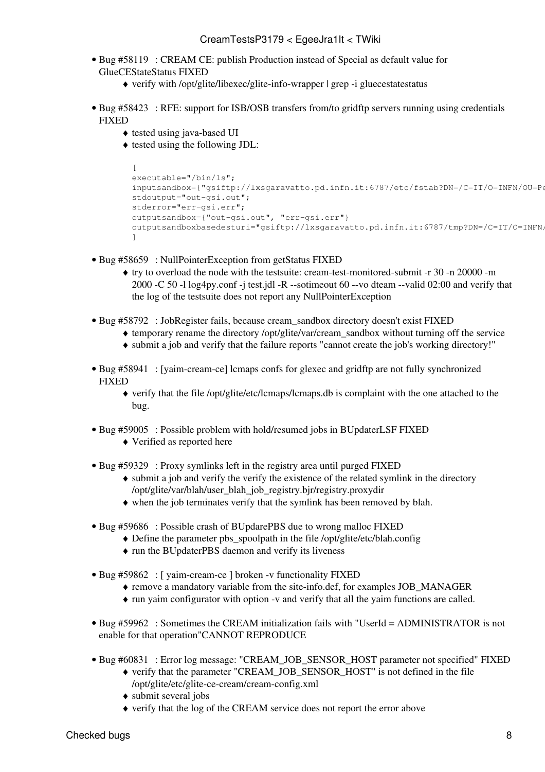- Bug #58119 : CREAM CE: publish Production instead of Special as default value for GlueCEStateStatus FIXED
    - verify with /opt/glite/libexec/glite-info-wrapper | grep -i gluecestatestatus

- Bug #58423 : RFE: support for ISB/OSB transfers from/to gridftp servers running using credentials FIXED
    - tested using java-based UI
    - tested using the following JDL:

```
[
executable="/bin/ls";
inputsandbox={"gsiftp://lxsgaravatto.pd.infn.it:6787/etc/fstab?DN=/C=IT/O=INFN/OU=Pe
stdoutput="out-gsi.out";
stderror="err-gsi.err";
outputsandbox={"out-gsi.out", "err-gsi.err"}
outputsandboxbasedesturi="gsiftp://lxsgaravatto.pd.infn.it:6787/tmp?DN=/C=IT/O=INFN/
]
```

- Bug #58659 : NullPointerException from getStatus FIXED
    - try to overload the node with the testsuite: cream-test-monitored-submit -r 30 -n 20000 -m 2000 -C 50 -l log4py.conf -j test.jdl -R --sotimeout 60 --vo dteam --valid 02:00 and verify that the log of the testsuite does not report any NullPointerException

- Bug #58792 : JobRegister fails, because cream_sandbox directory doesn't exist FIXED
    - temporary rename the directory /opt/glite/var/cream_sandbox without turning off the service
    - submit a job and verify that the failure reports "cannot create the job's working directory!"

- Bug #58941 : [yaim-cream-ce] lcmaps confs for glexec and gridftp are not fully synchronized FIXED
    - verify that the file /opt/glite/etc/lcmaps/lcmaps.db is complaint with the one attached to the bug.

- Bug #59005 : Possible problem with hold/resumed jobs in BUpdaterLSF FIXED
    - Verified as reported here

- Bug #59329 : Proxy symlinks left in the registry area until purged FIXED
    - submit a job and verify the verify the existence of the related symlink in the directory /opt/glite/var/blah/user_blah_job_registry.bjr/registry.proxydir
    - when the job terminates verify that the symlink has been removed by blah.

- Bug #59686 : Possible crash of BUpdarePBS due to wrong malloc FIXED
    - Define the parameter pbs_spoolpath in the file /opt/glite/etc/blah.config
    - run the BUpdaterPBS daemon and verify its liveness

- Bug #59862 : [ yaim-cream-ce ] broken -v functionality FIXED
    - remove a mandatory variable from the site-info.def, for examples JOB_MANAGER
    - run yaim configurator with option -v and verify that all the yaim functions are called.

- Bug #59962 : Sometimes the CREAM initialization fails with "UserId = ADMINISTRATOR is not enable for that operation"CANNOT REPRODUCE

- Bug #60831 : Error log message: "CREAM_JOB_SENSOR_HOST parameter not specified" FIXED
    - verify that the parameter "CREAM_JOB_SENSOR_HOST" is not defined in the file /opt/glite/etc/glite-ce-cream/cream-config.xml
    - submit several jobs
    - verify that the log of the CREAM service does not report the error above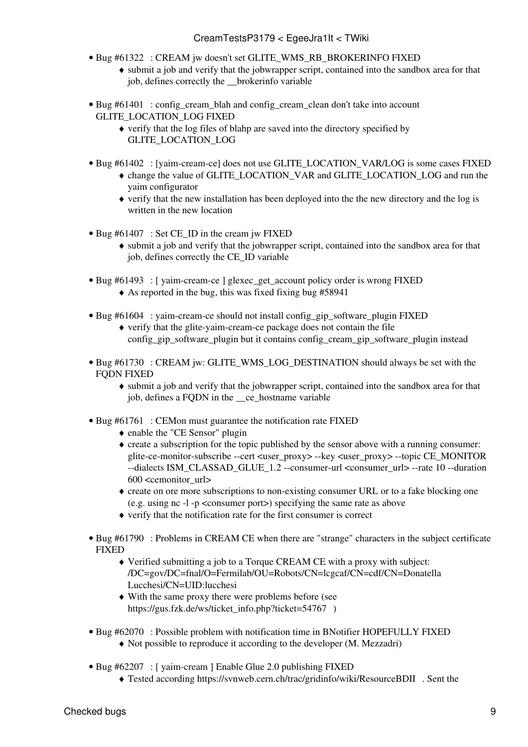- Bug #61322 : CREAM jw doesn't set GLITE_WMS_RB_BROKERINFO FIXED
    - submit a job and verify that the jobwrapper script, contained into the sandbox area for that job, defines correctly the __brokerinfo variable

- Bug #61401 : config_cream_blah and config_cream_clean don't take into account GLITE_LOCATION_LOG FIXED
    - verify that the log files of blahp are saved into the directory specified by GLITE_LOCATION_LOG

- Bug #61402 : [yaim-cream-ce] does not use GLITE_LOCATION_VAR/LOG is some cases FIXED
    - change the value of GLITE_LOCATION_VAR and GLITE_LOCATION_LOG and run the yaim configurator
    - verify that the new installation has been deployed into the the new directory and the log is written in the new location

- Bug #61407 : Set CE_ID in the cream jw FIXED
    - submit a job and verify that the jobwrapper script, contained into the sandbox area for that job, defines correctly the CE_ID variable

- Bug #61493 : [ yaim-cream-ce ] glexec_get_account policy order is wrong FIXED
    - As reported in the bug, this was fixed fixing bug #58941

- Bug #61604 : yaim-cream-ce should not install config_gip_software_plugin FIXED
    - verify that the glite-yaim-cream-ce package does not contain the file config_gip_software_plugin but it contains config_cream_gip_software_plugin instead

- Bug #61730 : CREAM jw: GLITE_WMS_LOG_DESTINATION should always be set with the FQDN FIXED
    - submit a job and verify that the jobwrapper script, contained into the sandbox area for that job, defines a FQDN in the __ce_hostname variable

- Bug #61761 : CEMon must guarantee the notification rate FIXED
    - enable the "CE Sensor" plugin
    - create a subscription for the topic published by the sensor above with a running consumer: glite-ce-monitor-subscribe --cert <user_proxy> --key <user_proxy> --topic CE_MONITOR --dialects ISM_CLASSAD_GLUE_1.2 --consumer-url <consumer_url> --rate 10 --duration 600 <cemonitor_url>
    - create on ore more subscriptions to non-existing consumer URL or to a fake blocking one (e.g. using nc -l -p <consumer port>) specifying the same rate as above
    - verify that the notification rate for the first consumer is correct

- Bug #61790 : Problems in CREAM CE when there are "strange" characters in the subject certificate FIXED
    - Verified submitting a job to a Torque CREAM CE with a proxy with subject: /DC=gov/DC=fnal/O=Fermilab/OU=Robots/CN=lcgcaf/CN=cdf/CN=Donatella Lucchesi/CN=UID:lucchesi
    - With the same proxy there were problems before (see https://gus.fzk.de/ws/ticket_info.php?ticket=54767 )

- Bug #62070 : Possible problem with notification time in BNotifier HOPEFULLY FIXED
    - Not possible to reproduce it according to the developer (M. Mezzadri)

- Bug #62207 : [ yaim-cream ] Enable Glue 2.0 publishing FIXED
    - Tested according https://svnweb.cern.ch/trac/gridinfo/wiki/ResourceBDII . Sent the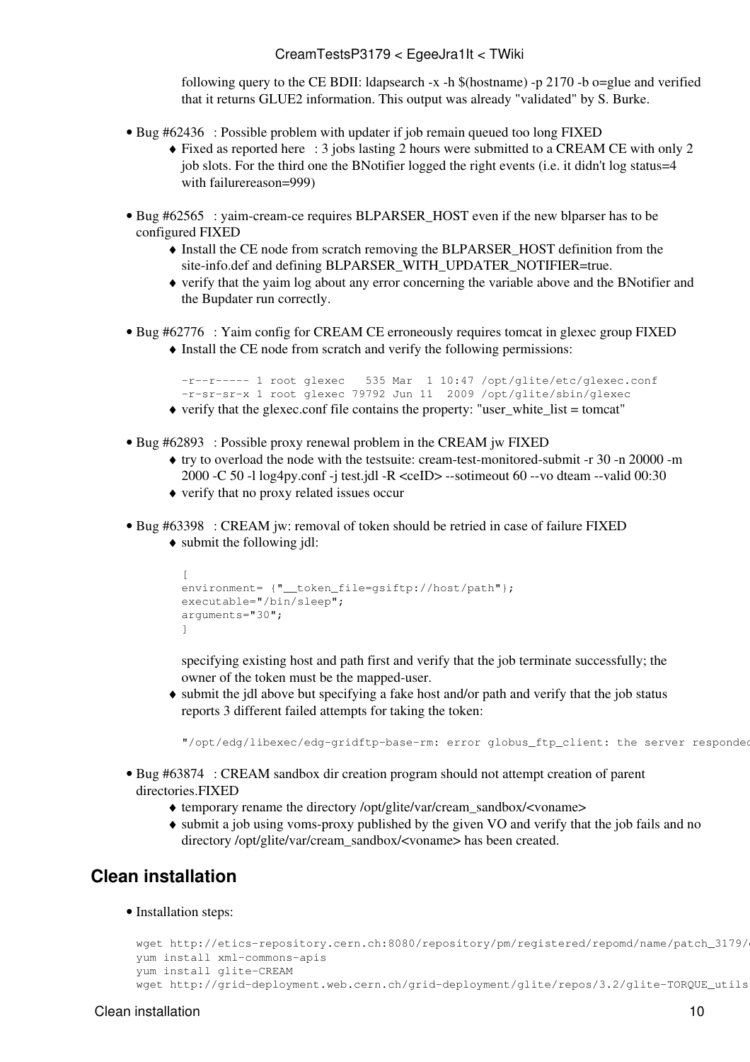following query to the CE BDII: ldapsearch -x -h $(hostname) -p 2170 -b o=glue and verified that it returns GLUE2 information. This output was already "validated" by S. Burke.

- Bug #62436 : Possible problem with updater if job remain queued too long FIXED
    - Fixed as reported here : 3 jobs lasting 2 hours were submitted to a CREAM CE with only 2 job slots. For the third one the BNotifier logged the right events (i.e. it didn't log status=4 with failurereason=999)

- Bug #62565 : yaim-cream-ce requires BLPARSER_HOST even if the new blparser has to be configured FIXED
    - Install the CE node from scratch removing the BLPARSER_HOST definition from the site-info.def and defining BLPARSER_WITH_UPDATER_NOTIFIER=true.
    - verify that the yaim log about any error concerning the variable above and the BNotifier and the Bupdater run correctly.

- Bug #62776 : Yaim config for CREAM CE erroneously requires tomcat in glexec group FIXED
    - Install the CE node from scratch and verify the following permissions:

    ```
    -r--r----- 1 root glexec   535 Mar  1 10:47 /opt/glite/etc/glexec.conf
    -r-sr-sr-x 1 root glexec 79792 Jun 11  2009 /opt/glite/sbin/glexec
    ```
    - verify that the glexec.conf file contains the property: "user_white_list = tomcat"

- Bug #62893 : Possible proxy renewal problem in the CREAM jw FIXED
    - try to overload the node with the testsuite: cream-test-monitored-submit -r 30 -n 20000 -m 2000 -C 50 -l log4py.conf -j test.jdl -R <ceID> --sotimeout 60 --vo dteam --valid 00:30
    - verify that no proxy related issues occur

- Bug #63398 : CREAM jw: removal of token should be retried in case of failure FIXED
    - submit the following jdl:

    ```
    [
    environment= {"__token_file=gsiftp://host/path"};
    executable="/bin/sleep";
    arguments="30";
    ]
    ```

    specifying existing host and path first and verify that the job terminate successfully; the owner of the token must be the mapped-user.
    - submit the jdl above but specifying a fake host and/or path and verify that the job status reports 3 different failed attempts for taking the token:

    ```
    "/opt/edg/libexec/edg-gridftp-base-rm: error globus_ftp_client: the server respondec
    ```

- Bug #63874 : CREAM sandbox dir creation program should not attempt creation of parent directories.FIXED
    - temporary rename the directory /opt/glite/var/cream_sandbox/<voname>
    - submit a job using voms-proxy published by the given VO and verify that the job fails and no directory /opt/glite/var/cream_sandbox/<voname> has been created.

## Clean installation

- Installation steps:

```
wget http://etics-repository.cern.ch:8080/repository/pm/registered/repomd/name/patch_3179/
yum install xml-commons-apis
yum install glite-CREAM
wget http://grid-deployment.web.cern.ch/grid-deployment/glite/repos/3.2/glite-TORQUE_utils
```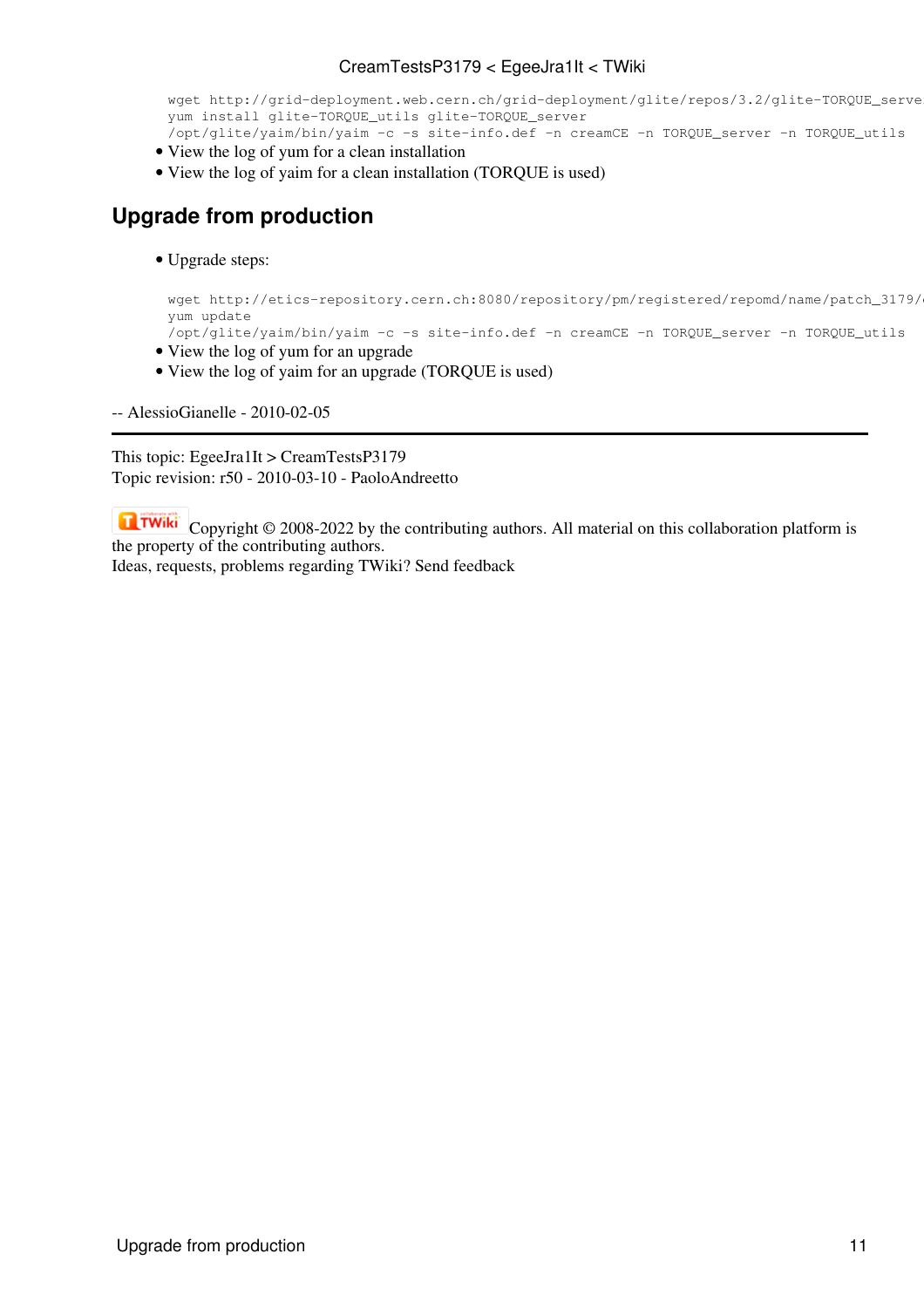```
wget http://grid-deployment.web.cern.ch/grid-deployment/glite/repos/3.2/glite-TORQUE_serve
yum install glite-TORQUE_utils glite-TORQUE_server
/opt/glite/yaim/bin/yaim -c -s site-info.def -n creamCE -n TORQUE_server -n TORQUE_utils
```

- View the log of yum for a clean installation
- View the log of yaim for a clean installation (TORQUE is used)

## Upgrade from production

- Upgrade steps:

```
wget http://etics-repository.cern.ch:8080/repository/pm/registered/repomd/name/patch_3179/
yum update
/opt/glite/yaim/bin/yaim -c -s site-info.def -n creamCE -n TORQUE_server -n TORQUE_utils
```

- View the log of yum for an upgrade
- View the log of yaim for an upgrade (TORQUE is used)

-- AlessioGianelle - 2010-02-05

---

This topic: EgeeJra1It > CreamTestsP3179
Topic revision: r50 - 2010-03-10 - PaoloAndreetto

Copyright © 2008-2022 by the contributing authors. All material on this collaboration platform is the property of the contributing authors.
Ideas, requests, problems regarding TWiki? Send feedback